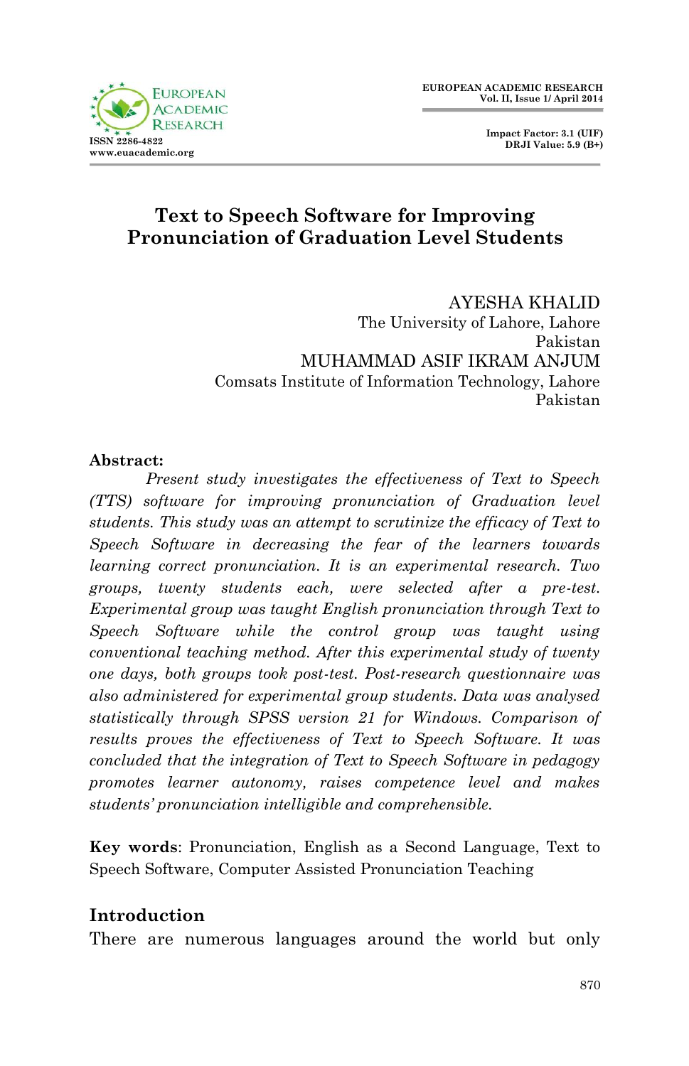# Text to Speech Software for Improving Pronunciation of Graduation Level Students

AYESHA KHALID
The University of Lahore, Lahore
Pakistan
MUHAMMAD ASIF IKRAM ANJUM
Comsats Institute of Information Technology, Lahore
Pakistan

**Abstract:**

*Present study investigates the effectiveness of Text to Speech (TTS) software for improving pronunciation of Graduation level students. This study was an attempt to scrutinize the efficacy of Text to Speech Software in decreasing the fear of the learners towards learning correct pronunciation. It is an experimental research. Two groups, twenty students each, were selected after a pre-test. Experimental group was taught English pronunciation through Text to Speech Software while the control group was taught using conventional teaching method. After this experimental study of twenty one days, both groups took post-test. Post-research questionnaire was also administered for experimental group students. Data was analysed statistically through SPSS version 21 for Windows. Comparison of results proves the effectiveness of Text to Speech Software. It was concluded that the integration of Text to Speech Software in pedagogy promotes learner autonomy, raises competence level and makes students' pronunciation intelligible and comprehensible.*

**Key words**: Pronunciation, English as a Second Language, Text to Speech Software, Computer Assisted Pronunciation Teaching

## Introduction

There are numerous languages around the world but only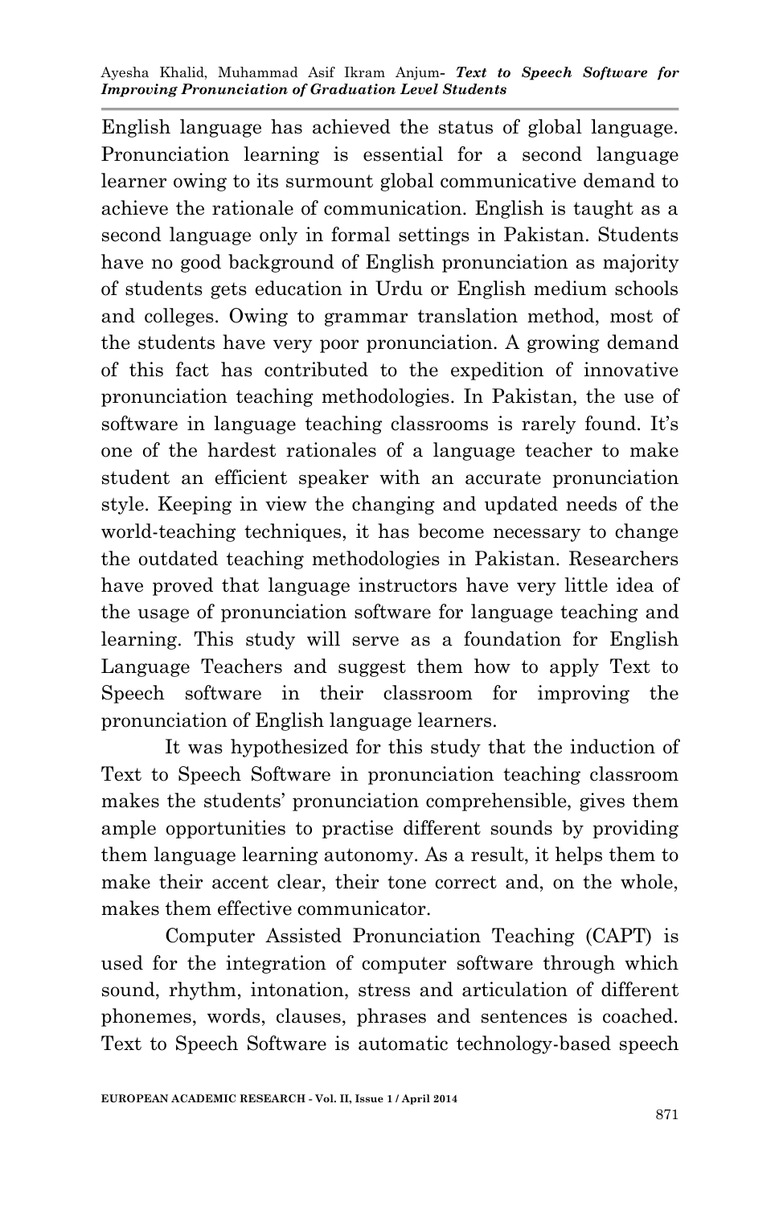English language has achieved the status of global language. Pronunciation learning is essential for a second language learner owing to its surmount global communicative demand to achieve the rationale of communication. English is taught as a second language only in formal settings in Pakistan. Students have no good background of English pronunciation as majority of students gets education in Urdu or English medium schools and colleges. Owing to grammar translation method, most of the students have very poor pronunciation. A growing demand of this fact has contributed to the expedition of innovative pronunciation teaching methodologies. In Pakistan, the use of software in language teaching classrooms is rarely found. It's one of the hardest rationales of a language teacher to make student an efficient speaker with an accurate pronunciation style. Keeping in view the changing and updated needs of the world-teaching techniques, it has become necessary to change the outdated teaching methodologies in Pakistan. Researchers have proved that language instructors have very little idea of the usage of pronunciation software for language teaching and learning. This study will serve as a foundation for English Language Teachers and suggest them how to apply Text to Speech software in their classroom for improving the pronunciation of English language learners.

It was hypothesized for this study that the induction of Text to Speech Software in pronunciation teaching classroom makes the students' pronunciation comprehensible, gives them ample opportunities to practise different sounds by providing them language learning autonomy. As a result, it helps them to make their accent clear, their tone correct and, on the whole, makes them effective communicator.

Computer Assisted Pronunciation Teaching (CAPT) is used for the integration of computer software through which sound, rhythm, intonation, stress and articulation of different phonemes, words, clauses, phrases and sentences is coached. Text to Speech Software is automatic technology-based speech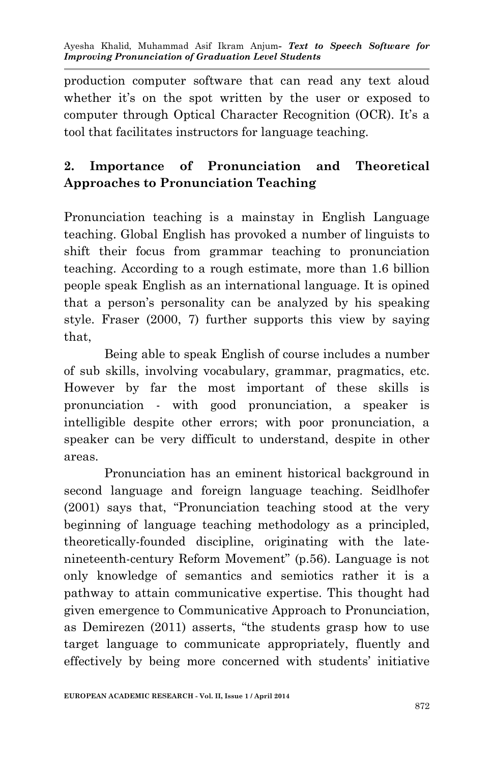production computer software that can read any text aloud whether it's on the spot written by the user or exposed to computer through Optical Character Recognition (OCR). It's a tool that facilitates instructors for language teaching.

## 2. Importance of Pronunciation and Theoretical Approaches to Pronunciation Teaching

Pronunciation teaching is a mainstay in English Language teaching. Global English has provoked a number of linguists to shift their focus from grammar teaching to pronunciation teaching. According to a rough estimate, more than 1.6 billion people speak English as an international language. It is opined that a person's personality can be analyzed by his speaking style. Fraser (2000, 7) further supports this view by saying that,

> Being able to speak English of course includes a number of sub skills, involving vocabulary, grammar, pragmatics, etc. However by far the most important of these skills is pronunciation - with good pronunciation, a speaker is intelligible despite other errors; with poor pronunciation, a speaker can be very difficult to understand, despite in other areas.

Pronunciation has an eminent historical background in second language and foreign language teaching. Seidlhofer (2001) says that, "Pronunciation teaching stood at the very beginning of language teaching methodology as a principled, theoretically-founded discipline, originating with the late-nineteenth-century Reform Movement" (p.56). Language is not only knowledge of semantics and semiotics rather it is a pathway to attain communicative expertise. This thought had given emergence to Communicative Approach to Pronunciation, as Demirezen (2011) asserts, "the students grasp how to use target language to communicate appropriately, fluently and effectively by being more concerned with students' initiative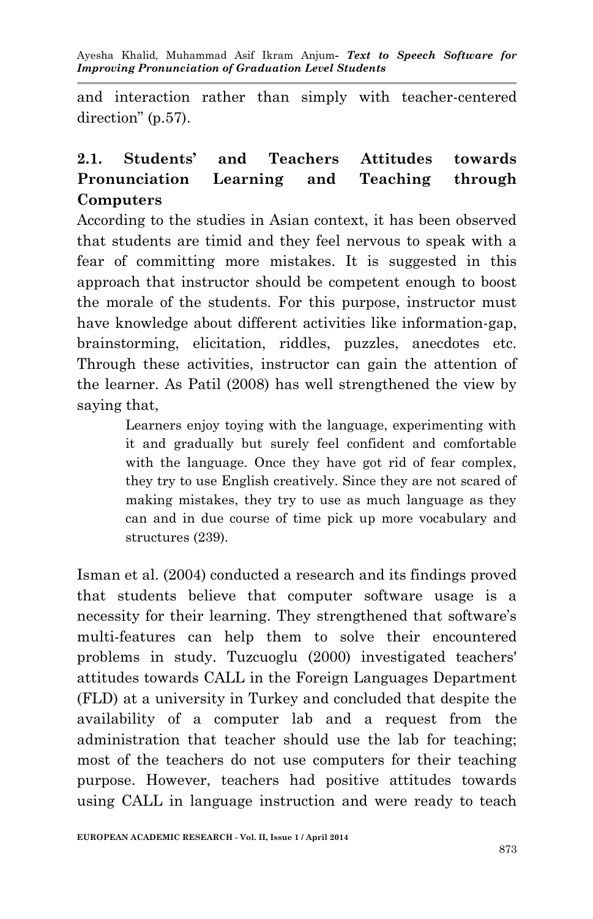and interaction rather than simply with teacher-centered direction" (p.57).

## 2.1. Students' and Teachers Attitudes towards Pronunciation Learning and Teaching through Computers

According to the studies in Asian context, it has been observed that students are timid and they feel nervous to speak with a fear of committing more mistakes. It is suggested in this approach that instructor should be competent enough to boost the morale of the students. For this purpose, instructor must have knowledge about different activities like information-gap, brainstorming, elicitation, riddles, puzzles, anecdotes etc. Through these activities, instructor can gain the attention of the learner. As Patil (2008) has well strengthened the view by saying that,

> Learners enjoy toying with the language, experimenting with it and gradually but surely feel confident and comfortable with the language. Once they have got rid of fear complex, they try to use English creatively. Since they are not scared of making mistakes, they try to use as much language as they can and in due course of time pick up more vocabulary and structures (239).

Isman et al. (2004) conducted a research and its findings proved that students believe that computer software usage is a necessity for their learning. They strengthened that software's multi-features can help them to solve their encountered problems in study. Tuzcuoglu (2000) investigated teachers' attitudes towards CALL in the Foreign Languages Department (FLD) at a university in Turkey and concluded that despite the availability of a computer lab and a request from the administration that teacher should use the lab for teaching; most of the teachers do not use computers for their teaching purpose. However, teachers had positive attitudes towards using CALL in language instruction and were ready to teach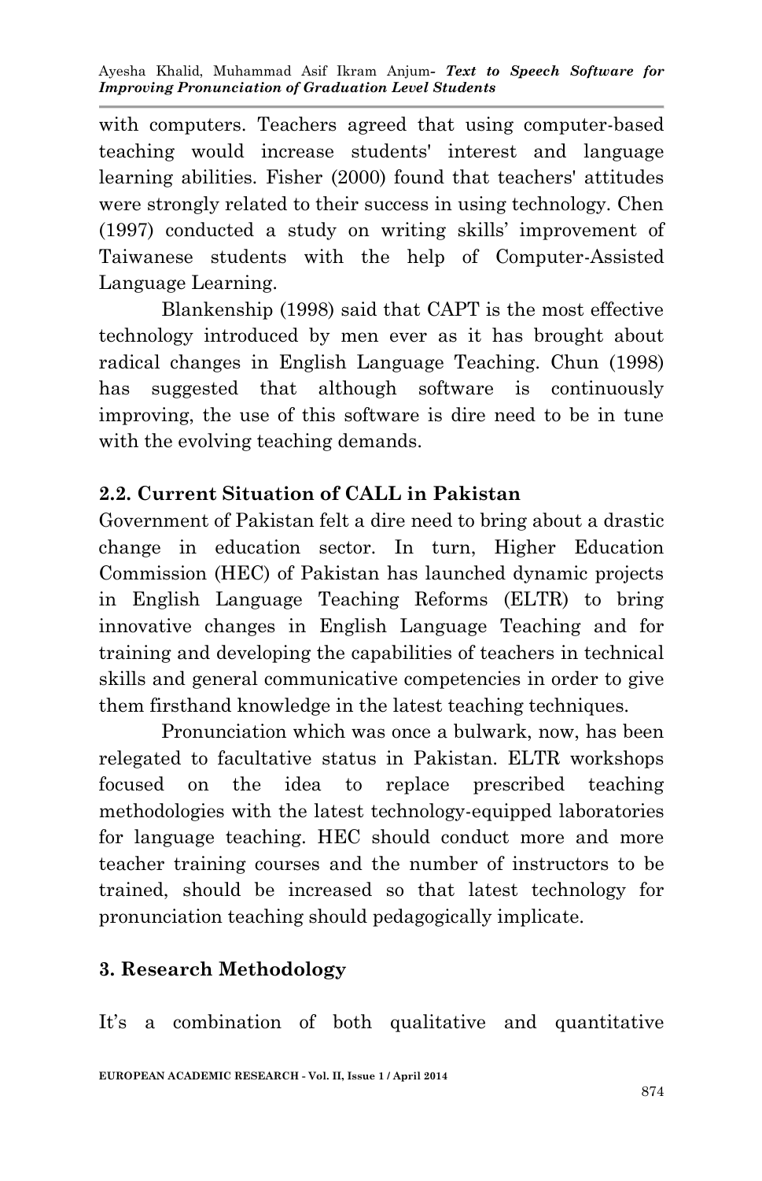with computers. Teachers agreed that using computer-based teaching would increase students' interest and language learning abilities. Fisher (2000) found that teachers' attitudes were strongly related to their success in using technology. Chen (1997) conducted a study on writing skills' improvement of Taiwanese students with the help of Computer-Assisted Language Learning.

Blankenship (1998) said that CAPT is the most effective technology introduced by men ever as it has brought about radical changes in English Language Teaching. Chun (1998) has suggested that although software is continuously improving, the use of this software is dire need to be in tune with the evolving teaching demands.

## 2.2. Current Situation of CALL in Pakistan

Government of Pakistan felt a dire need to bring about a drastic change in education sector. In turn, Higher Education Commission (HEC) of Pakistan has launched dynamic projects in English Language Teaching Reforms (ELTR) to bring innovative changes in English Language Teaching and for training and developing the capabilities of teachers in technical skills and general communicative competencies in order to give them firsthand knowledge in the latest teaching techniques.

Pronunciation which was once a bulwark, now, has been relegated to facultative status in Pakistan. ELTR workshops focused on the idea to replace prescribed teaching methodologies with the latest technology-equipped laboratories for language teaching. HEC should conduct more and more teacher training courses and the number of instructors to be trained, should be increased so that latest technology for pronunciation teaching should pedagogically implicate.

# 3. Research Methodology

It's a combination of both qualitative and quantitative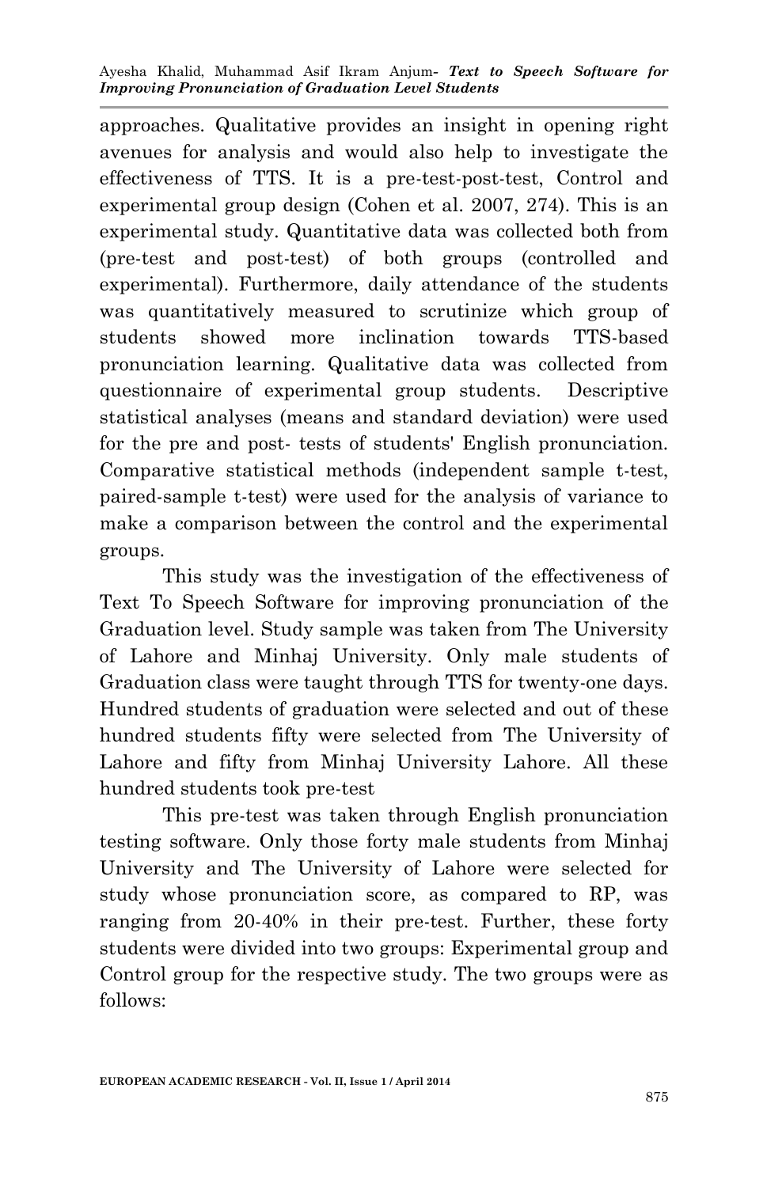approaches. Qualitative provides an insight in opening right avenues for analysis and would also help to investigate the effectiveness of TTS. It is a pre-test-post-test, Control and experimental group design (Cohen et al. 2007, 274). This is an experimental study. Quantitative data was collected both from (pre-test and post-test) of both groups (controlled and experimental). Furthermore, daily attendance of the students was quantitatively measured to scrutinize which group of students showed more inclination towards TTS-based pronunciation learning. Qualitative data was collected from questionnaire of experimental group students. Descriptive statistical analyses (means and standard deviation) were used for the pre and post- tests of students' English pronunciation. Comparative statistical methods (independent sample t-test, paired-sample t-test) were used for the analysis of variance to make a comparison between the control and the experimental groups.

This study was the investigation of the effectiveness of Text To Speech Software for improving pronunciation of the Graduation level. Study sample was taken from The University of Lahore and Minhaj University. Only male students of Graduation class were taught through TTS for twenty-one days. Hundred students of graduation were selected and out of these hundred students fifty were selected from The University of Lahore and fifty from Minhaj University Lahore. All these hundred students took pre-test

This pre-test was taken through English pronunciation testing software. Only those forty male students from Minhaj University and The University of Lahore were selected for study whose pronunciation score, as compared to RP, was ranging from 20-40% in their pre-test. Further, these forty students were divided into two groups: Experimental group and Control group for the respective study. The two groups were as follows: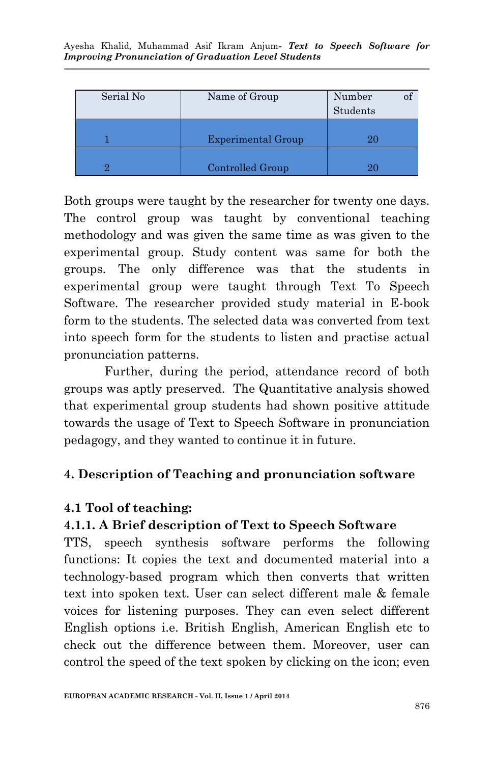| Serial No | Name of Group | Number of Students |
|---|---|---|
| 1 | Experimental Group | 20 |
| 2 | Controlled Group | 20 |

Both groups were taught by the researcher for twenty one days. The control group was taught by conventional teaching methodology and was given the same time as was given to the experimental group. Study content was same for both the groups. The only difference was that the students in experimental group were taught through Text To Speech Software. The researcher provided study material in E-book form to the students. The selected data was converted from text into speech form for the students to listen and practise actual pronunciation patterns.

Further, during the period, attendance record of both groups was aptly preserved. The Quantitative analysis showed that experimental group students had shown positive attitude towards the usage of Text to Speech Software in pronunciation pedagogy, and they wanted to continue it in future.

## 4. Description of Teaching and pronunciation software

### 4.1 Tool of teaching:

#### 4.1.1. A Brief description of Text to Speech Software

TTS, speech synthesis software performs the following functions: It copies the text and documented material into a technology-based program which then converts that written text into spoken text. User can select different male & female voices for listening purposes. They can even select different English options i.e. British English, American English etc to check out the difference between them. Moreover, user can control the speed of the text spoken by clicking on the icon; even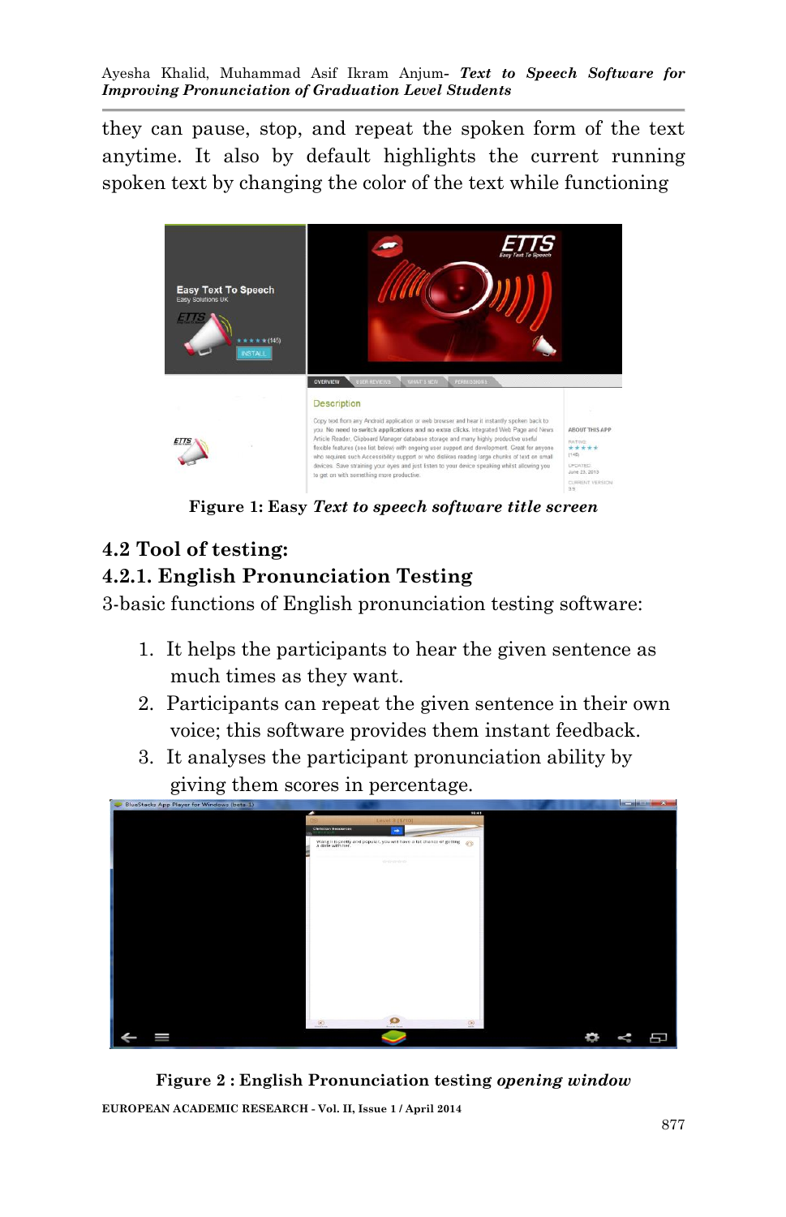they can pause, stop, and repeat the spoken form of the text anytime. It also by default highlights the current running spoken text by changing the color of the text while functioning

**Figure 1: Easy *Text to speech software title screen***

## 4.2 Tool of testing:

### 4.2.1. English Pronunciation Testing

3-basic functions of English pronunciation testing software:

1. It helps the participants to hear the given sentence as much times as they want.
2. Participants can repeat the given sentence in their own voice; this software provides them instant feedback.
3. It analyses the participant pronunciation ability by giving them scores in percentage.

**Figure 2 : English Pronunciation testing *opening window***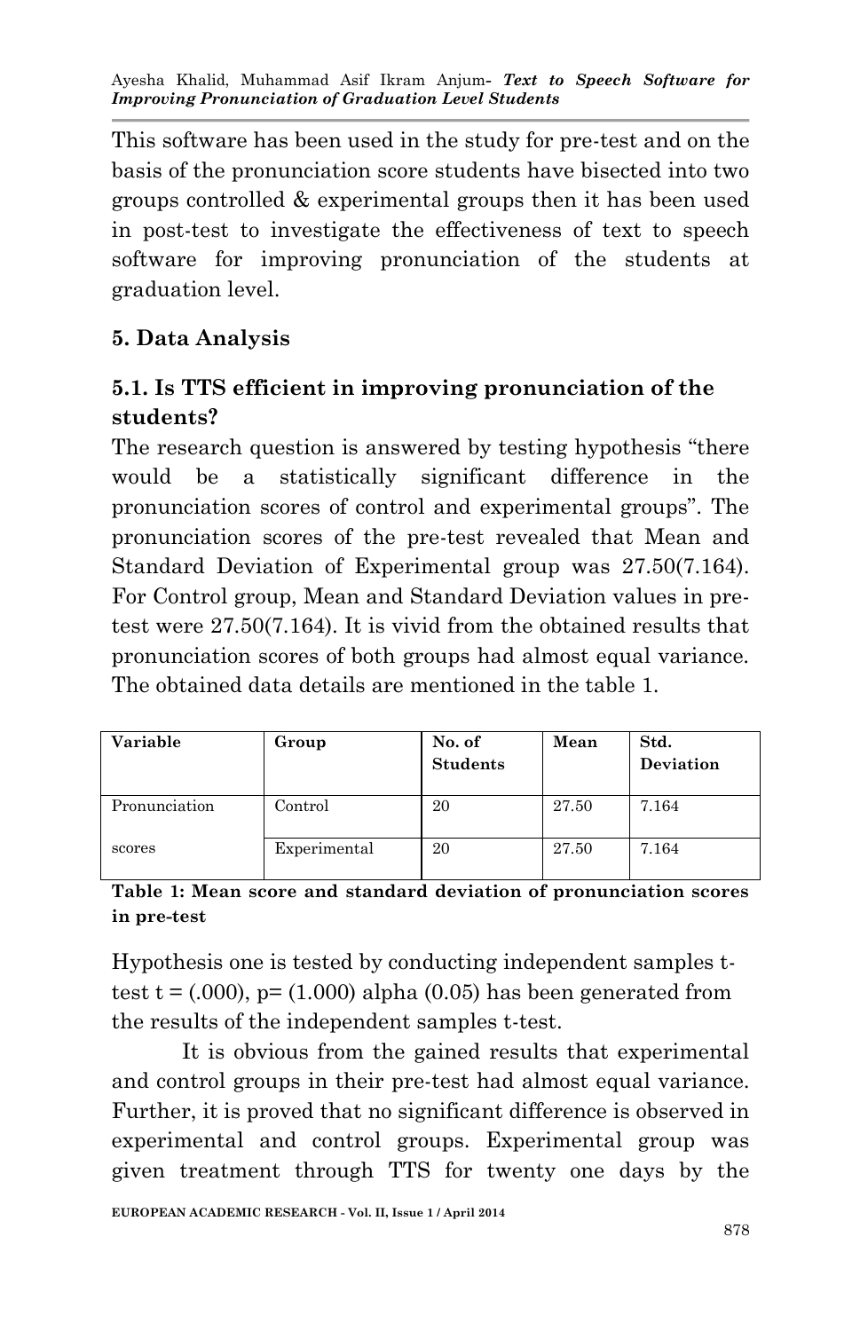This software has been used in the study for pre-test and on the basis of the pronunciation score students have bisected into two groups controlled & experimental groups then it has been used in post-test to investigate the effectiveness of text to speech software for improving pronunciation of the students at graduation level.

## 5. Data Analysis

### 5.1. Is TTS efficient in improving pronunciation of the students?

The research question is answered by testing hypothesis "there would be a statistically significant difference in the pronunciation scores of control and experimental groups". The pronunciation scores of the pre-test revealed that Mean and Standard Deviation of Experimental group was 27.50(7.164). For Control group, Mean and Standard Deviation values in pre-test were 27.50(7.164). It is vivid from the obtained results that pronunciation scores of both groups had almost equal variance. The obtained data details are mentioned in the table 1.

| Variable | Group | No. of Students | Mean | Std. Deviation |
|---|---|---|---|---|
| Pronunciation scores | Control | 20 | 27.50 | 7.164 |
| | Experimental | 20 | 27.50 | 7.164 |

**Table 1: Mean score and standard deviation of pronunciation scores in pre-test**

Hypothesis one is tested by conducting independent samples t-test t = (.000), p= (1.000) alpha (0.05) has been generated from the results of the independent samples t-test.

It is obvious from the gained results that experimental and control groups in their pre-test had almost equal variance. Further, it is proved that no significant difference is observed in experimental and control groups. Experimental group was given treatment through TTS for twenty one days by the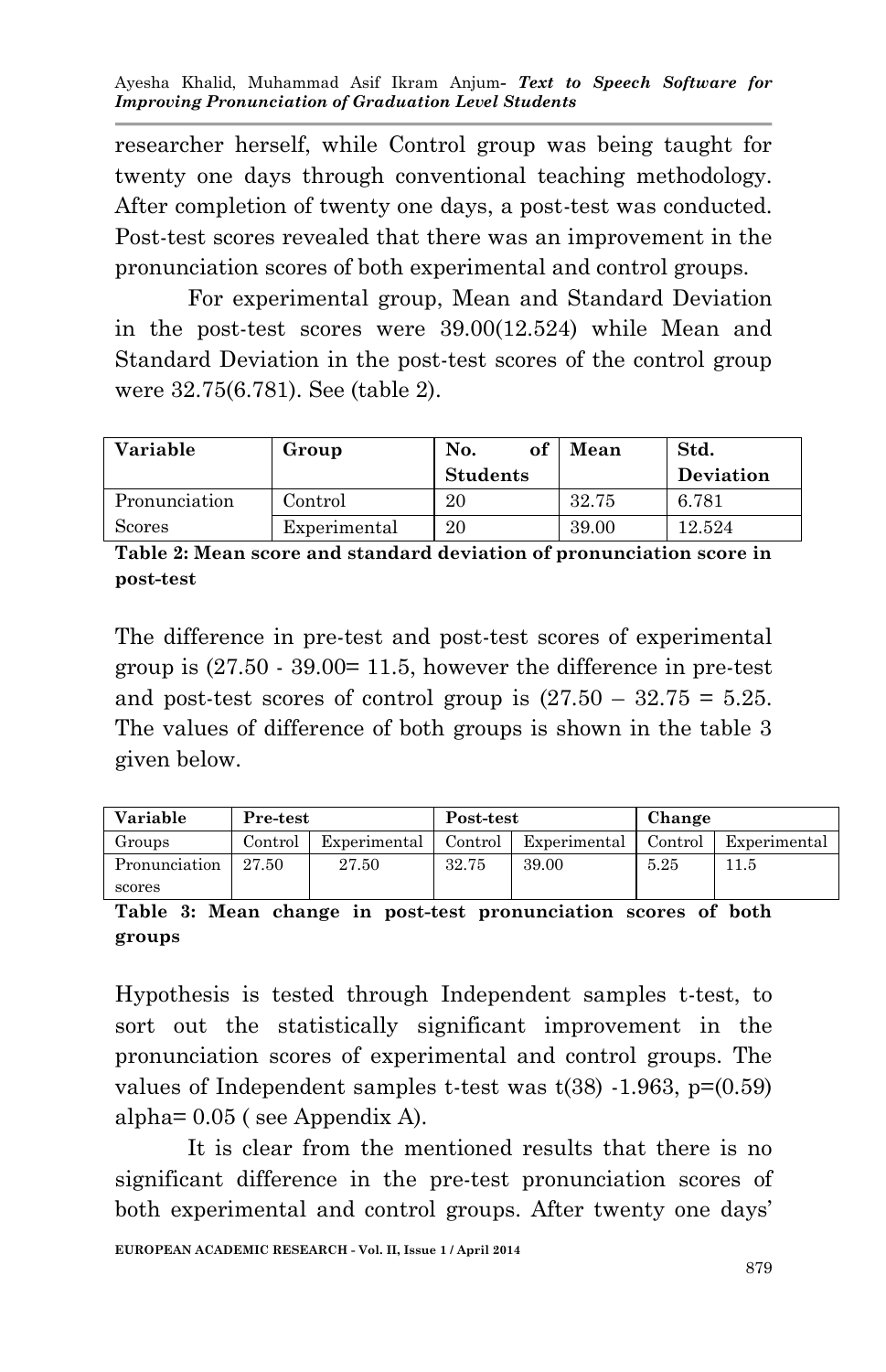researcher herself, while Control group was being taught for twenty one days through conventional teaching methodology. After completion of twenty one days, a post-test was conducted. Post-test scores revealed that there was an improvement in the pronunciation scores of both experimental and control groups.

For experimental group, Mean and Standard Deviation in the post-test scores were 39.00(12.524) while Mean and Standard Deviation in the post-test scores of the control group were 32.75(6.781). See (table 2).

| Variable | Group | No. of Students | Mean | Std. Deviation |
|---|---|---|---|---|
| Pronunciation Scores | Control | 20 | 32.75 | 6.781 |
| | Experimental | 20 | 39.00 | 12.524 |

**Table 2: Mean score and standard deviation of pronunciation score in post-test**

The difference in pre-test and post-test scores of experimental group is (27.50 - 39.00= 11.5, however the difference in pre-test and post-test scores of control group is (27.50 – 32.75 = 5.25. The values of difference of both groups is shown in the table 3 given below.

| Variable | Pre-test | | Post-test | | Change | |
|---|---|---|---|---|---|---|
| Groups | Control | Experimental | Control | Experimental | Control | Experimental |
| Pronunciation scores | 27.50 | 27.50 | 32.75 | 39.00 | 5.25 | 11.5 |

**Table 3: Mean change in post-test pronunciation scores of both groups**

Hypothesis is tested through Independent samples t-test, to sort out the statistically significant improvement in the pronunciation scores of experimental and control groups. The values of Independent samples t-test was $t(38)$ -1.963, p=(0.59) alpha= 0.05 ( see Appendix A).

It is clear from the mentioned results that there is no significant difference in the pre-test pronunciation scores of both experimental and control groups. After twenty one days'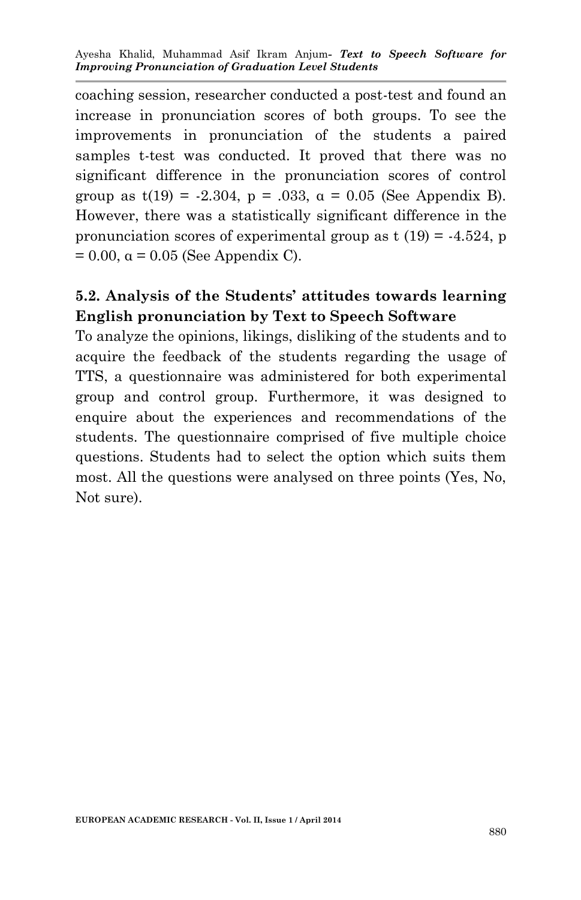coaching session, researcher conducted a post-test and found an increase in pronunciation scores of both groups. To see the improvements in pronunciation of the students a paired samples t-test was conducted. It proved that there was no significant difference in the pronunciation scores of control group as $t(19) = -2.304$, $p = .033$, $\alpha = 0.05$ (See Appendix B). However, there was a statistically significant difference in the pronunciation scores of experimental group as $t(19) = -4.524$, $p = 0.00$, $\alpha = 0.05$ (See Appendix C).

## 5.2. Analysis of the Students' attitudes towards learning English pronunciation by Text to Speech Software

To analyze the opinions, likings, disliking of the students and to acquire the feedback of the students regarding the usage of TTS, a questionnaire was administered for both experimental group and control group. Furthermore, it was designed to enquire about the experiences and recommendations of the students. The questionnaire comprised of five multiple choice questions. Students had to select the option which suits them most. All the questions were analysed on three points (Yes, No, Not sure).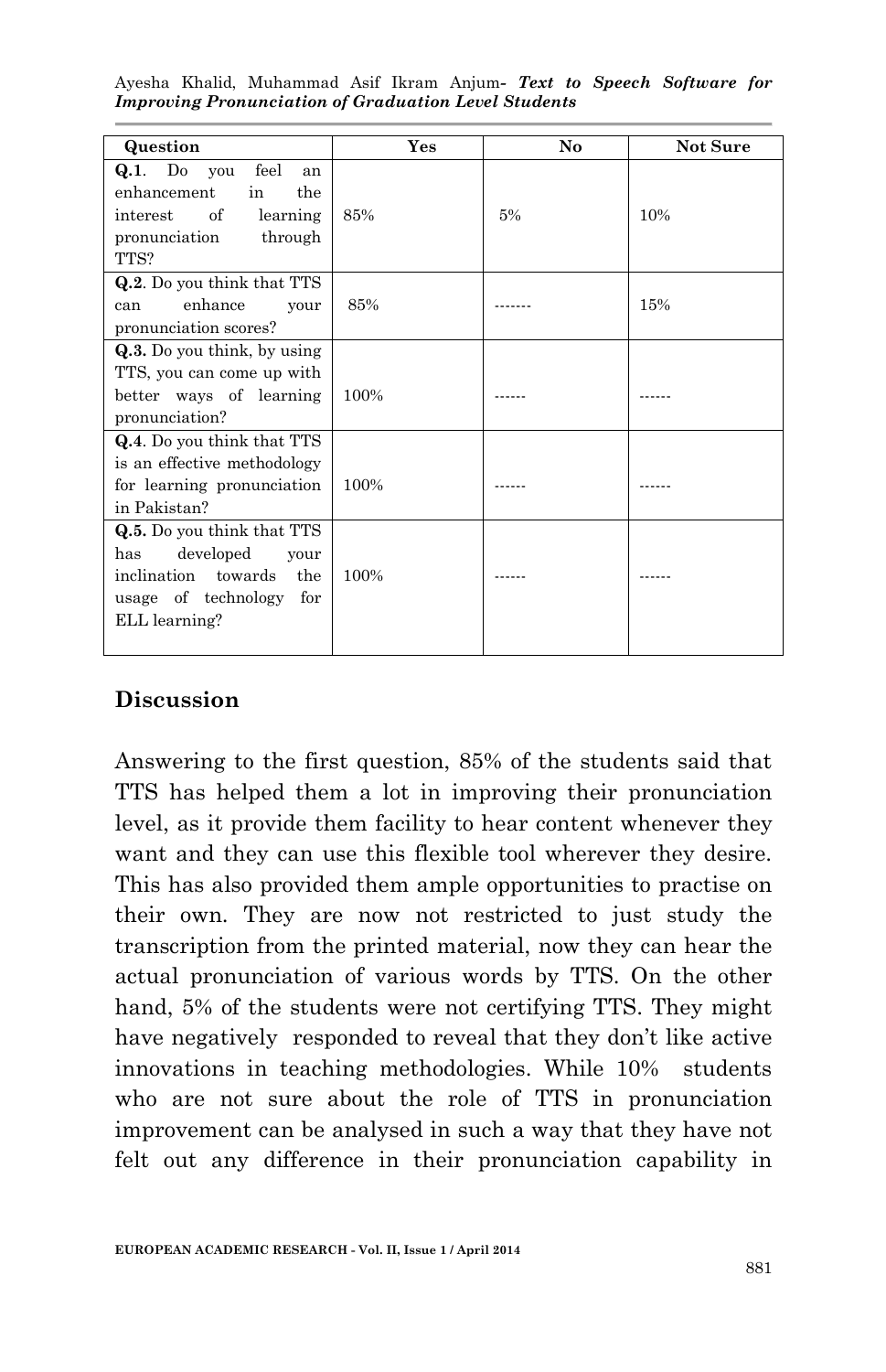| Question | Yes | No | Not Sure |
| --- | --- | --- | --- |
| **Q.1**. Do you feel an enhancement in the interest of learning pronunciation through TTS? | 85% | 5% | 10% |
| **Q.2**. Do you think that TTS can enhance your pronunciation scores? | 85% | ------- | 15% |
| **Q.3.** Do you think, by using TTS, you can come up with better ways of learning pronunciation? | 100% | ------ | ------ |
| **Q.4**. Do you think that TTS is an effective methodology for learning pronunciation in Pakistan? | 100% | ------ | ------ |
| **Q.5.** Do you think that TTS has developed your inclination towards the usage of technology for ELL learning? | 100% | ------ | ------ |

## Discussion

Answering to the first question, 85% of the students said that TTS has helped them a lot in improving their pronunciation level, as it provide them facility to hear content whenever they want and they can use this flexible tool wherever they desire. This has also provided them ample opportunities to practise on their own. They are now not restricted to just study the transcription from the printed material, now they can hear the actual pronunciation of various words by TTS. On the other hand, 5% of the students were not certifying TTS. They might have negatively responded to reveal that they don't like active innovations in teaching methodologies. While 10% students who are not sure about the role of TTS in pronunciation improvement can be analysed in such a way that they have not felt out any difference in their pronunciation capability in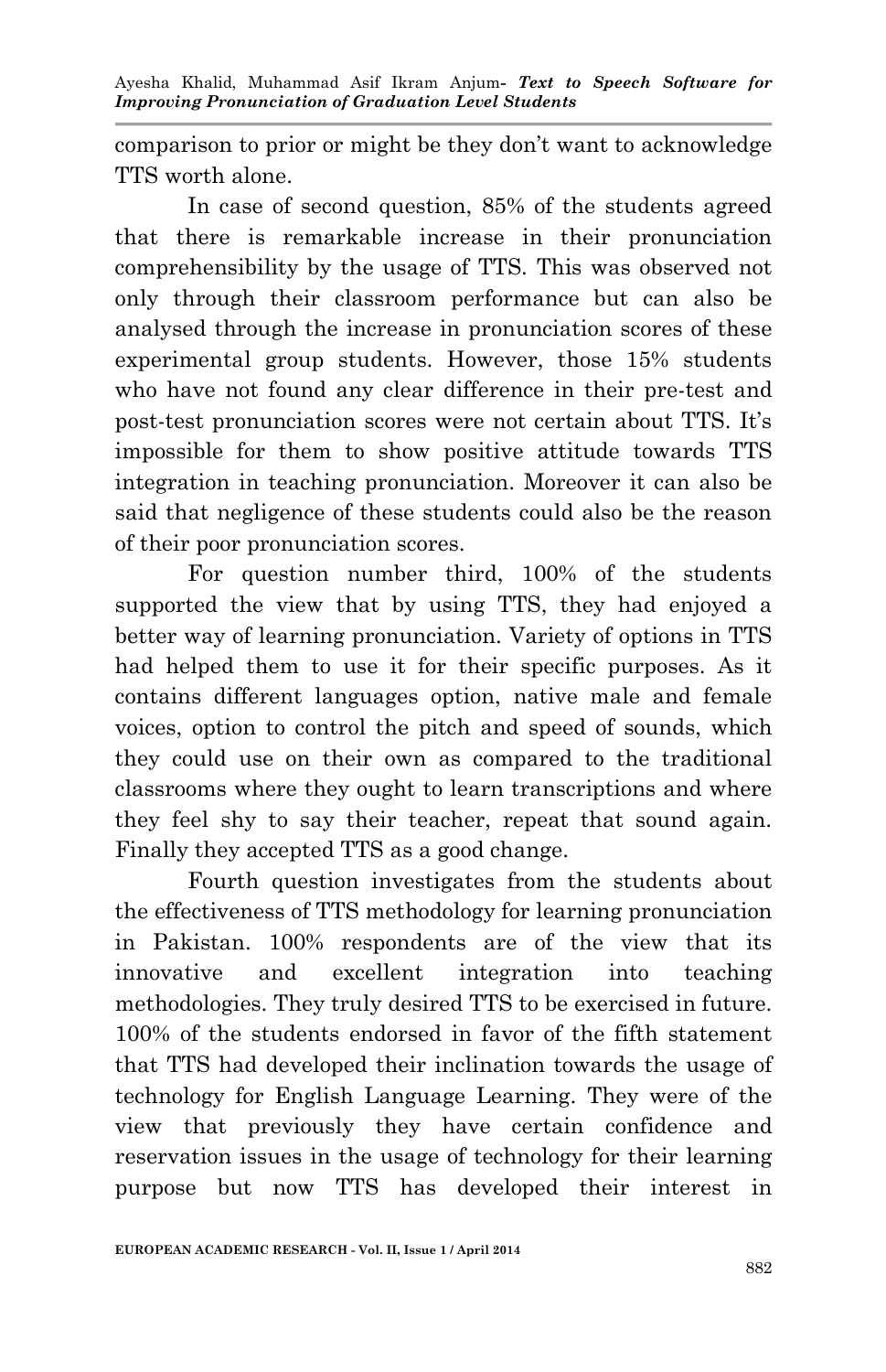comparison to prior or might be they don't want to acknowledge TTS worth alone.

In case of second question, 85% of the students agreed that there is remarkable increase in their pronunciation comprehensibility by the usage of TTS. This was observed not only through their classroom performance but can also be analysed through the increase in pronunciation scores of these experimental group students. However, those 15% students who have not found any clear difference in their pre-test and post-test pronunciation scores were not certain about TTS. It's impossible for them to show positive attitude towards TTS integration in teaching pronunciation. Moreover it can also be said that negligence of these students could also be the reason of their poor pronunciation scores.

For question number third, 100% of the students supported the view that by using TTS, they had enjoyed a better way of learning pronunciation. Variety of options in TTS had helped them to use it for their specific purposes. As it contains different languages option, native male and female voices, option to control the pitch and speed of sounds, which they could use on their own as compared to the traditional classrooms where they ought to learn transcriptions and where they feel shy to say their teacher, repeat that sound again. Finally they accepted TTS as a good change.

Fourth question investigates from the students about the effectiveness of TTS methodology for learning pronunciation in Pakistan. 100% respondents are of the view that its innovative and excellent integration into teaching methodologies. They truly desired TTS to be exercised in future. 100% of the students endorsed in favor of the fifth statement that TTS had developed their inclination towards the usage of technology for English Language Learning. They were of the view that previously they have certain confidence and reservation issues in the usage of technology for their learning purpose but now TTS has developed their interest in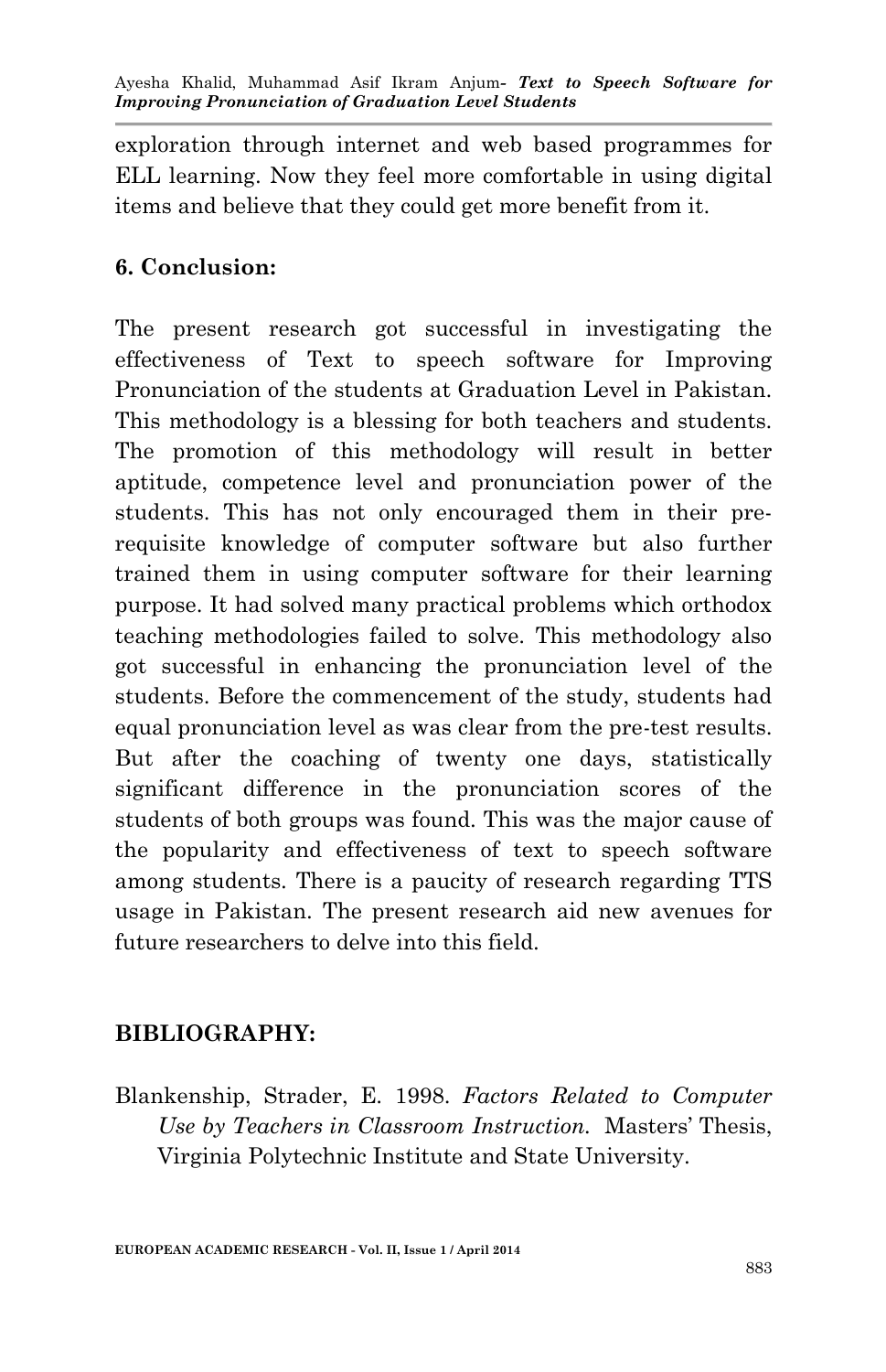exploration through internet and web based programmes for ELL learning. Now they feel more comfortable in using digital items and believe that they could get more benefit from it.

## 6. Conclusion:

The present research got successful in investigating the effectiveness of Text to speech software for Improving Pronunciation of the students at Graduation Level in Pakistan. This methodology is a blessing for both teachers and students. The promotion of this methodology will result in better aptitude, competence level and pronunciation power of the students. This has not only encouraged them in their pre-requisite knowledge of computer software but also further trained them in using computer software for their learning purpose. It had solved many practical problems which orthodox teaching methodologies failed to solve. This methodology also got successful in enhancing the pronunciation level of the students. Before the commencement of the study, students had equal pronunciation level as was clear from the pre-test results. But after the coaching of twenty one days, statistically significant difference in the pronunciation scores of the students of both groups was found. This was the major cause of the popularity and effectiveness of text to speech software among students. There is a paucity of research regarding TTS usage in Pakistan. The present research aid new avenues for future researchers to delve into this field.

## BIBLIOGRAPHY:

Blankenship, Strader, E. 1998. *Factors Related to Computer Use by Teachers in Classroom Instruction.* Masters' Thesis, Virginia Polytechnic Institute and State University.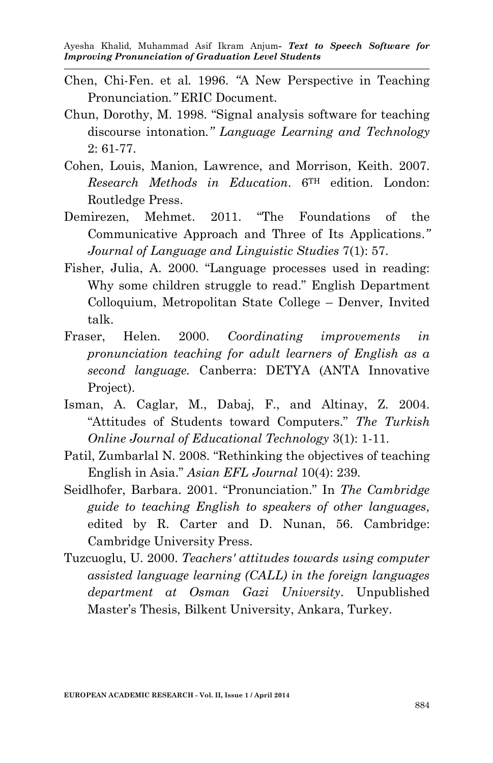Chen, Chi-Fen. et al. 1996. *"*A New Perspective in Teaching Pronunciation.*"* ERIC Document.

Chun, Dorothy, M. 1998. "Signal analysis software for teaching discourse intonation*." Language Learning and Technology* 2: 61-77.

Cohen, Louis, Manion, Lawrence, and Morrison, Keith. 2007. *Research Methods in Education*. 6TH edition. London: Routledge Press.

Demirezen, Mehmet. 2011. "The Foundations of the Communicative Approach and Three of Its Applications.*" Journal of Language and Linguistic Studies* 7(1): 57.

Fisher, Julia, A. 2000. "Language processes used in reading: Why some children struggle to read." English Department Colloquium, Metropolitan State College – Denver, Invited talk.

Fraser, Helen. 2000. *Coordinating improvements in pronunciation teaching for adult learners of English as a second language.* Canberra: DETYA (ANTA Innovative Project).

Isman, A. Caglar, M., Dabaj, F., and Altinay, Z. 2004. "Attitudes of Students toward Computers." *The Turkish Online Journal of Educational Technology* 3(1): 1-11.

Patil, Zumbarlal N. 2008. "Rethinking the objectives of teaching English in Asia." *Asian EFL Journal* 10(4): 239.

Seidlhofer, Barbara. 2001. "Pronunciation." In *The Cambridge guide to teaching English to speakers of other languages,* edited by R. Carter and D. Nunan, 56. Cambridge: Cambridge University Press.

Tuzcuoglu, U. 2000. *Teachers' attitudes towards using computer assisted language learning (CALL) in the foreign languages department at Osman Gazi University*. Unpublished Master's Thesis, Bilkent University, Ankara, Turkey.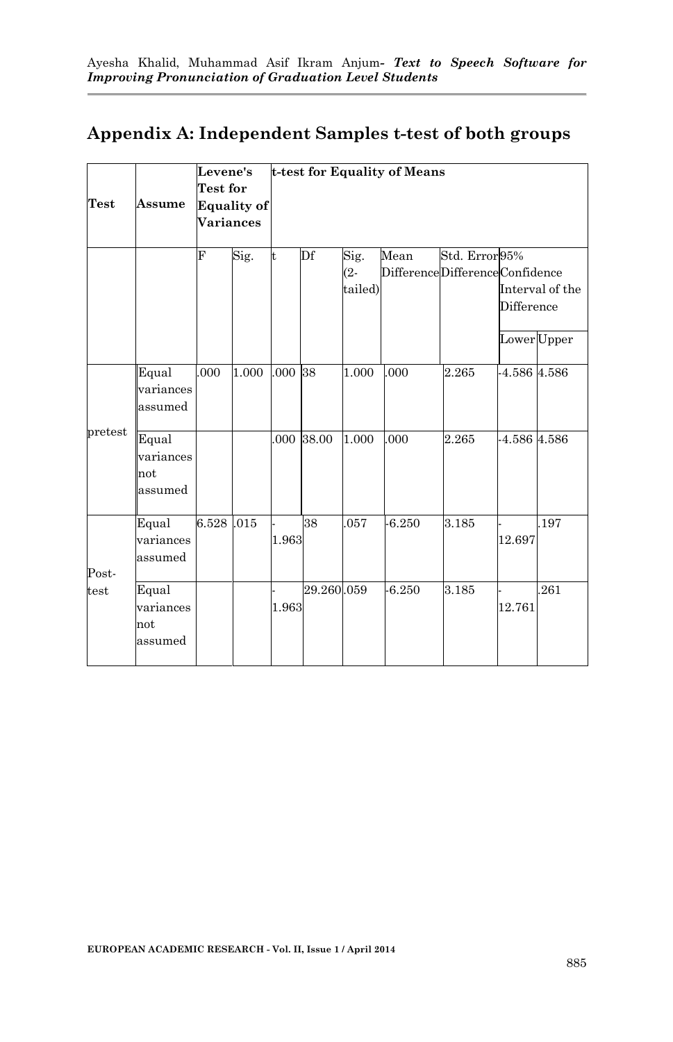## Appendix A: Independent Samples t-test of both groups

| Test | Assume | Levene's Test for Equality of Variances | | t-test for Equality of Means | | | | | | |
|---|---|---|---|---|---|---|---|---|---|---|
| | | F | Sig. | t | Df | Sig. (2-tailed) | Mean Difference | Std. Error Difference | 95% Confidence Interval of the Difference | |
| | | | | | | | | | Lower | Upper |
| pretest | Equal variances assumed | .000 | 1.000 | .000 | 38 | 1.000 | .000 | 2.265 | -4.586 | 4.586 |
| | Equal variances not assumed | | | .000 | 38.00 | 1.000 | .000 | 2.265 | -4.586 | 4.586 |
| Post-test | Equal variances assumed | 6.528 | .015 | -1.963 | 38 | .057 | -6.250 | 3.185 | -12.697 | .197 |
| | Equal variances not assumed | | | -1.963 | 29.260 | .059 | -6.250 | 3.185 | -12.761 | .261 |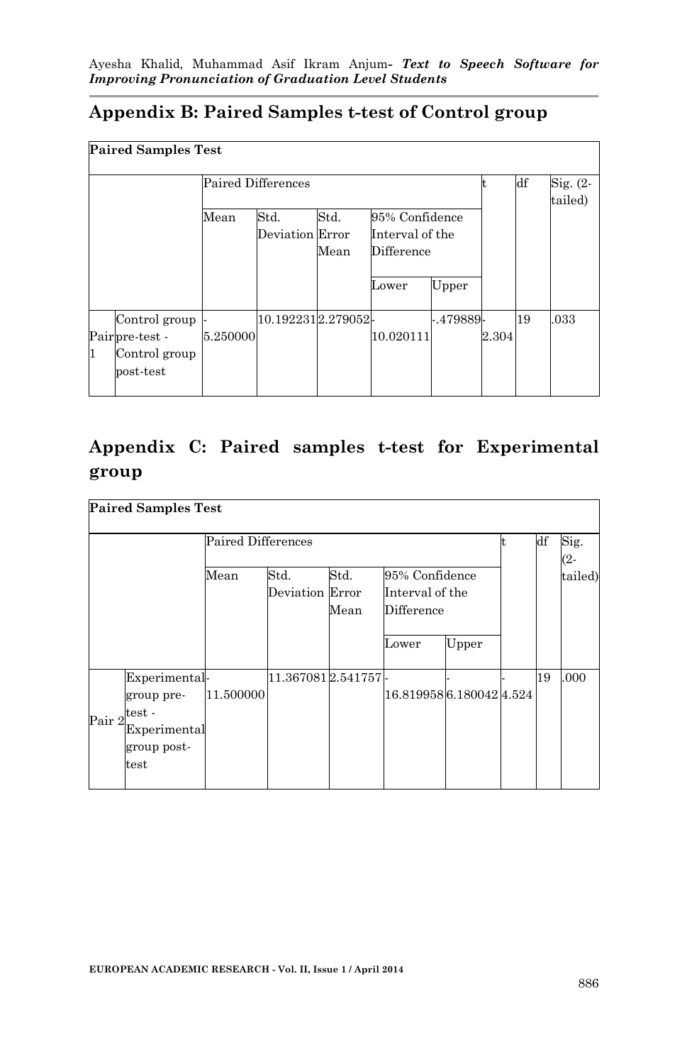## Appendix B: Paired Samples t-test of Control group

| Paired Samples Test | | | | | | | | | |
|---|---|---|---|---|---|---|---|---|---|
| | | Paired Differences | | | | | t | df | Sig. (2-tailed) |
| | | Mean | Std. Deviation | Std. Error Mean | 95% Confidence Interval of the Difference | | | | |
| | | | | | Lower | Upper | | | |
| Pair 1 | Control group pre-test - Control group post-test | -5.250000 | 10.192231 | 2.279052 | -10.020111 | -.479889 | -2.304 | 19 | .033 |

## Appendix C: Paired samples t-test for Experimental group

| Paired Samples Test | | | | | | | | | |
|---|---|---|---|---|---|---|---|---|---|
| | | Paired Differences | | | | | t | df | Sig. (2-tailed) |
| | | Mean | Std. Deviation | Std. Error Mean | 95% Confidence Interval of the Difference | | | | |
| | | | | | Lower | Upper | | | |
| Pair 2 | Experimental group pre-test - Experimental group post-test | -11.500000 | 11.367081 | 2.541757 | -16.819958 | -6.180042 | -4.524 | 19 | .000 |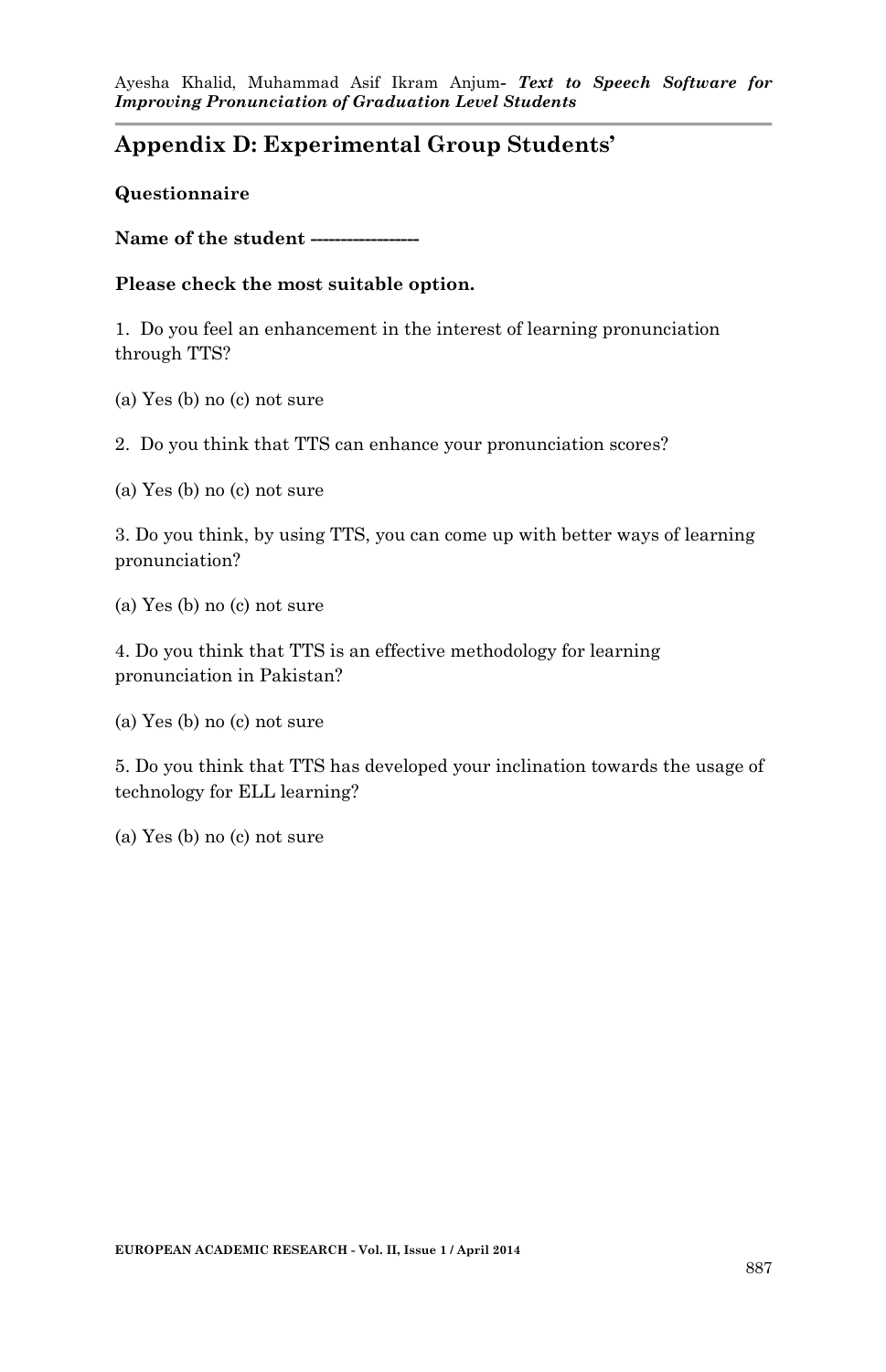## Appendix D: Experimental Group Students'

**Questionnaire**

**Name of the student -----------------**

**Please check the most suitable option.**

1. Do you feel an enhancement in the interest of learning pronunciation through TTS?

(a) Yes (b) no (c) not sure

2. Do you think that TTS can enhance your pronunciation scores?

(a) Yes (b) no (c) not sure

3. Do you think, by using TTS, you can come up with better ways of learning pronunciation?

(a) Yes (b) no (c) not sure

4. Do you think that TTS is an effective methodology for learning pronunciation in Pakistan?

(a) Yes (b) no (c) not sure

5. Do you think that TTS has developed your inclination towards the usage of technology for ELL learning?

(a) Yes (b) no (c) not sure